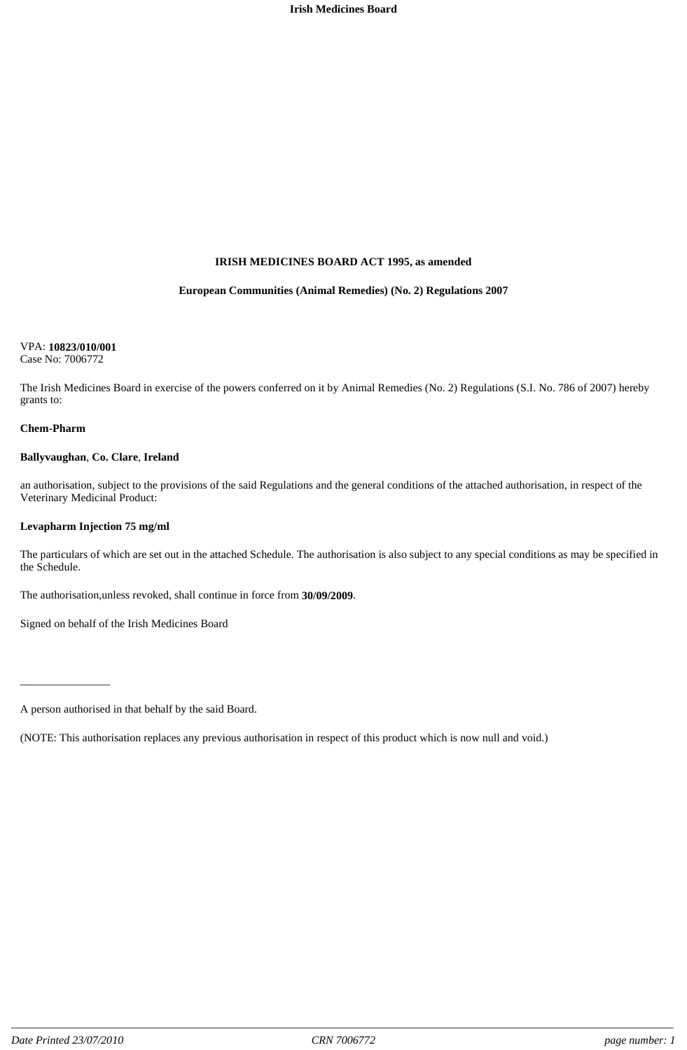**IRISH MEDICINES BOARD ACT 1995, as amended**

**European Communities (Animal Remedies) (No. 2) Regulations 2007**

VPA: **10823/010/001**
Case No: 7006772

The Irish Medicines Board in exercise of the powers conferred on it by Animal Remedies (No. 2) Regulations (S.I. No. 786 of 2007) hereby grants to:

**Chem-Pharm**

**Ballyvaughan**, **Co. Clare**, **Ireland**

an authorisation, subject to the provisions of the said Regulations and the general conditions of the attached authorisation, in respect of the Veterinary Medicinal Product:

**Levapharm Injection 75 mg/ml**

The particulars of which are set out in the attached Schedule. The authorisation is also subject to any special conditions as may be specified in the Schedule.

The authorisation,unless revoked, shall continue in force from **30/09/2009**.

Signed on behalf of the Irish Medicines Board

________________

A person authorised in that behalf by the said Board.

(NOTE: This authorisation replaces any previous authorisation in respect of this product which is now null and void.)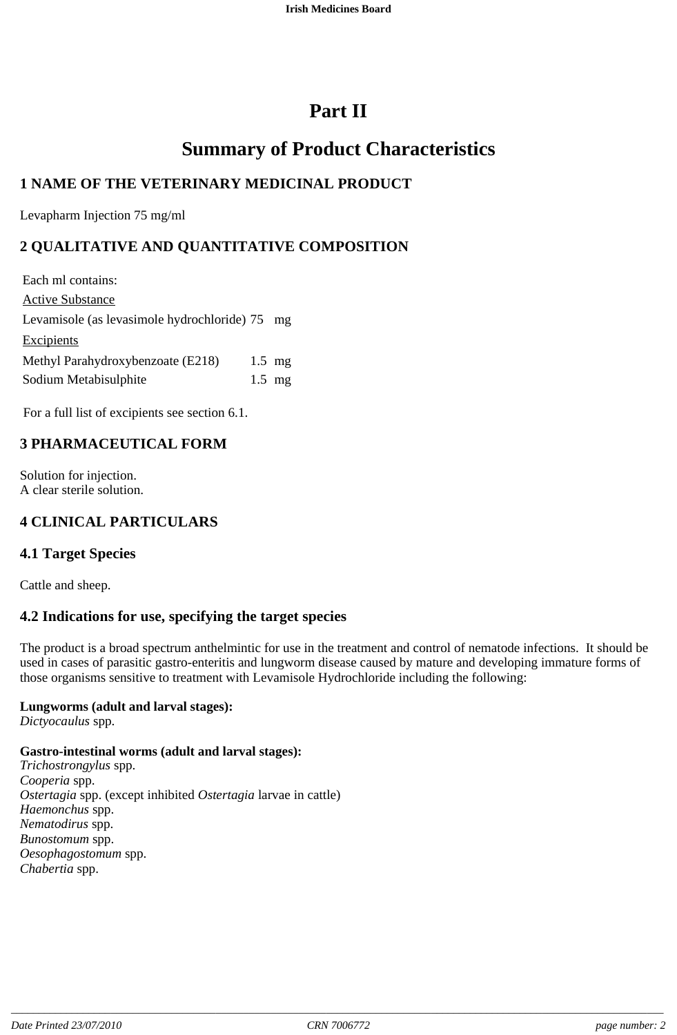# Part II

# Summary of Product Characteristics

## 1 NAME OF THE VETERINARY MEDICINAL PRODUCT

Levapharm Injection 75 mg/ml

## 2 QUALITATIVE AND QUANTITATIVE COMPOSITION

| Each ml contains: | |
|---|---|
| Active Substance | |
| Levamisole (as levasimole hydrochloride) | 75 mg |
| Excipients | |
| Methyl Parahydroxybenzoate (E218) | 1.5 mg |
| Sodium Metabisulphite | 1.5 mg |

For a full list of excipients see section 6.1.

## 3 PHARMACEUTICAL FORM

Solution for injection.
A clear sterile solution.

## 4 CLINICAL PARTICULARS

### 4.1 Target Species

Cattle and sheep.

### 4.2 Indications for use, specifying the target species

The product is a broad spectrum anthelmintic for use in the treatment and control of nematode infections. It should be used in cases of parasitic gastro-enteritis and lungworm disease caused by mature and developing immature forms of those organisms sensitive to treatment with Levamisole Hydrochloride including the following:

**Lungworms (adult and larval stages):**
*Dictyocaulus* spp.

**Gastro-intestinal worms (adult and larval stages):**
*Trichostrongylus* spp.
*Cooperia* spp.
*Ostertagia* spp. (except inhibited *Ostertagia* larvae in cattle)
*Haemonchus* spp.
*Nematodirus* spp.
*Bunostomum* spp.
*Oesophagostomum* spp.
*Chabertia* spp.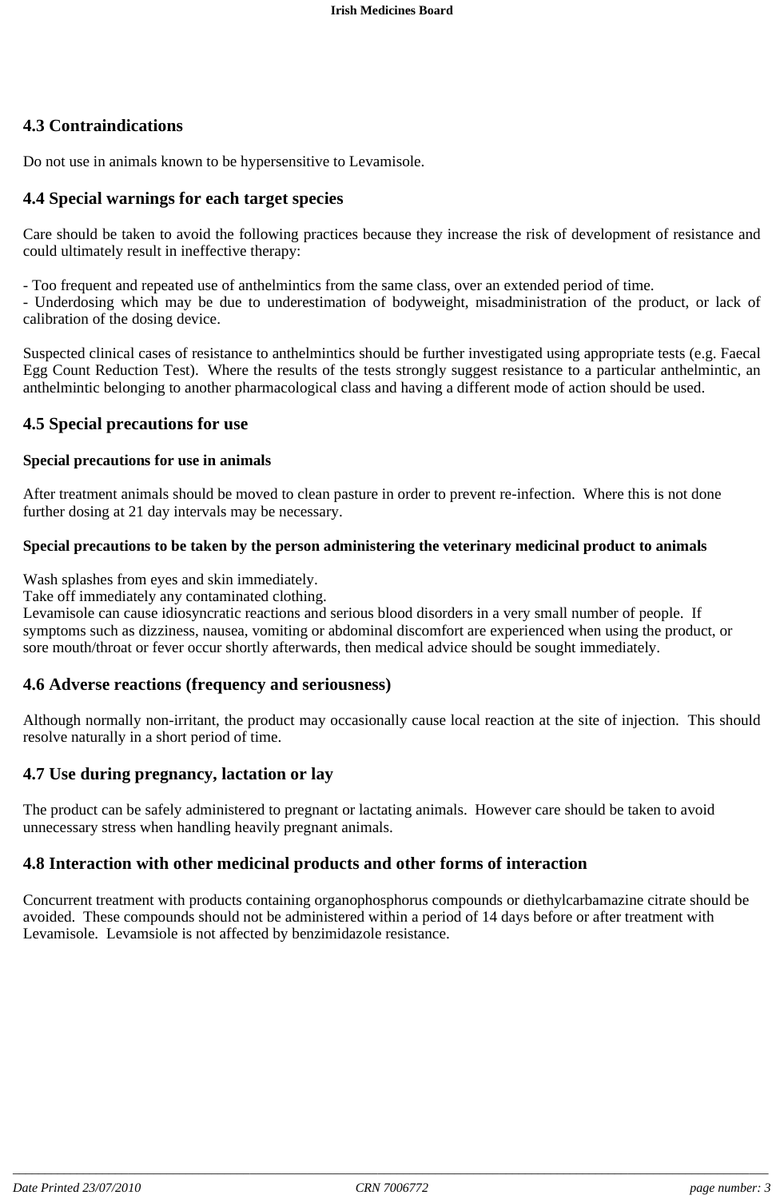## 4.3 Contraindications

Do not use in animals known to be hypersensitive to Levamisole.

## 4.4 Special warnings for each target species

Care should be taken to avoid the following practices because they increase the risk of development of resistance and could ultimately result in ineffective therapy:

- Too frequent and repeated use of anthelmintics from the same class, over an extended period of time.
- Underdosing which may be due to underestimation of bodyweight, misadministration of the product, or lack of calibration of the dosing device.

Suspected clinical cases of resistance to anthelmintics should be further investigated using appropriate tests (e.g. Faecal Egg Count Reduction Test). Where the results of the tests strongly suggest resistance to a particular anthelmintic, an anthelmintic belonging to another pharmacological class and having a different mode of action should be used.

## 4.5 Special precautions for use

### Special precautions for use in animals

After treatment animals should be moved to clean pasture in order to prevent re-infection. Where this is not done further dosing at 21 day intervals may be necessary.

### Special precautions to be taken by the person administering the veterinary medicinal product to animals

Wash splashes from eyes and skin immediately.
Take off immediately any contaminated clothing.
Levamisole can cause idiosyncratic reactions and serious blood disorders in a very small number of people. If symptoms such as dizziness, nausea, vomiting or abdominal discomfort are experienced when using the product, or sore mouth/throat or fever occur shortly afterwards, then medical advice should be sought immediately.

## 4.6 Adverse reactions (frequency and seriousness)

Although normally non-irritant, the product may occasionally cause local reaction at the site of injection. This should resolve naturally in a short period of time.

## 4.7 Use during pregnancy, lactation or lay

The product can be safely administered to pregnant or lactating animals. However care should be taken to avoid unnecessary stress when handling heavily pregnant animals.

## 4.8 Interaction with other medicinal products and other forms of interaction

Concurrent treatment with products containing organophosphorus compounds or diethylcarbamazine citrate should be avoided. These compounds should not be administered within a period of 14 days before or after treatment with Levamisole. Levamsiole is not affected by benzimidazole resistance.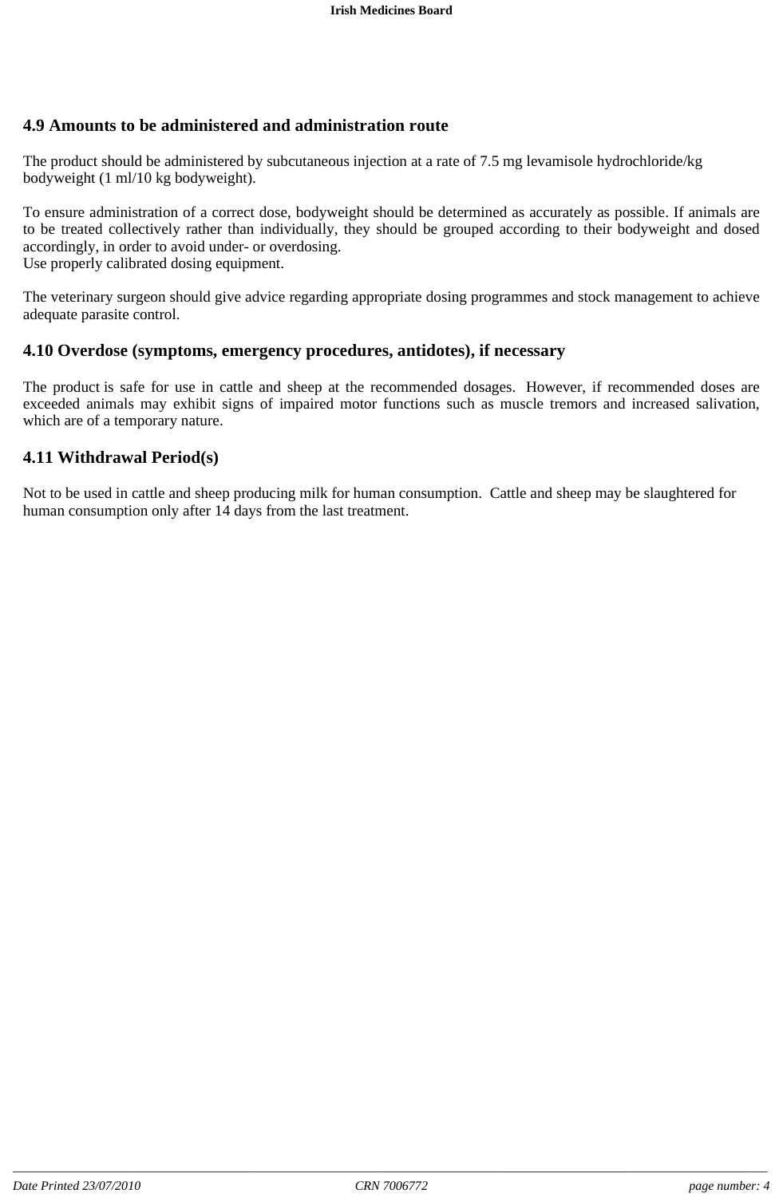## 4.9 Amounts to be administered and administration route

The product should be administered by subcutaneous injection at a rate of 7.5 mg levamisole hydrochloride/kg bodyweight (1 ml/10 kg bodyweight).

To ensure administration of a correct dose, bodyweight should be determined as accurately as possible. If animals are to be treated collectively rather than individually, they should be grouped according to their bodyweight and dosed accordingly, in order to avoid under- or overdosing.
Use properly calibrated dosing equipment.

The veterinary surgeon should give advice regarding appropriate dosing programmes and stock management to achieve adequate parasite control.

## 4.10 Overdose (symptoms, emergency procedures, antidotes), if necessary

The product is safe for use in cattle and sheep at the recommended dosages. However, if recommended doses are exceeded animals may exhibit signs of impaired motor functions such as muscle tremors and increased salivation, which are of a temporary nature.

## 4.11 Withdrawal Period(s)

Not to be used in cattle and sheep producing milk for human consumption. Cattle and sheep may be slaughtered for human consumption only after 14 days from the last treatment.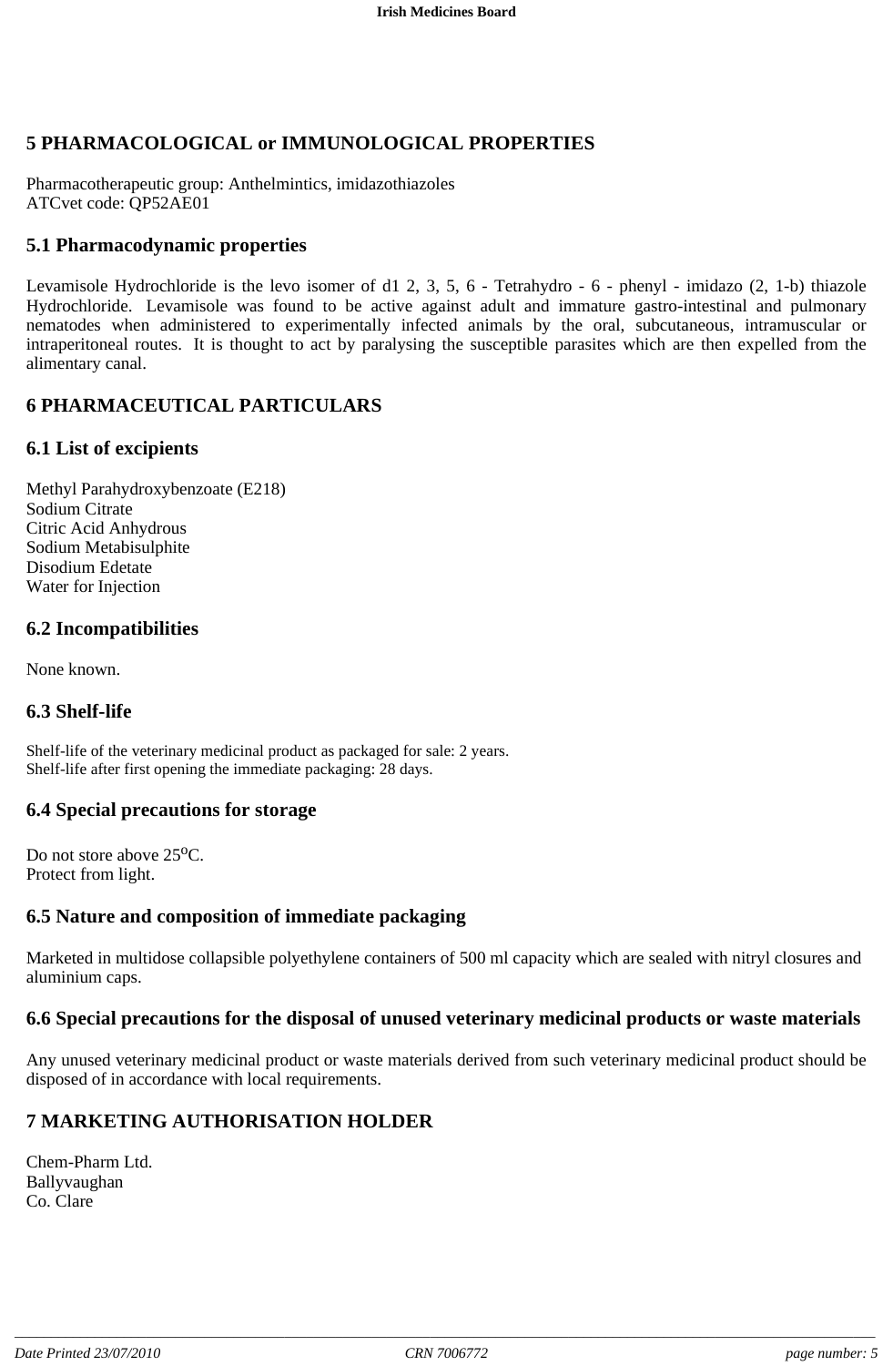## 5 PHARMACOLOGICAL or IMMUNOLOGICAL PROPERTIES

Pharmacotherapeutic group: Anthelmintics, imidazothiazoles
ATCvet code: QP52AE01

### 5.1 Pharmacodynamic properties

Levamisole Hydrochloride is the levo isomer of d1 2, 3, 5, 6 - Tetrahydro - 6 - phenyl - imidazo (2, 1-b) thiazole Hydrochloride. Levamisole was found to be active against adult and immature gastro-intestinal and pulmonary nematodes when administered to experimentally infected animals by the oral, subcutaneous, intramuscular or intraperitoneal routes. It is thought to act by paralysing the susceptible parasites which are then expelled from the alimentary canal.

## 6 PHARMACEUTICAL PARTICULARS

### 6.1 List of excipients

Methyl Parahydroxybenzoate (E218)
Sodium Citrate
Citric Acid Anhydrous
Sodium Metabisulphite
Disodium Edetate
Water for Injection

### 6.2 Incompatibilities

None known.

### 6.3 Shelf-life

Shelf-life of the veterinary medicinal product as packaged for sale: 2 years.
Shelf-life after first opening the immediate packaging: 28 days.

### 6.4 Special precautions for storage

Do not store above 25$^{o}$C.
Protect from light.

### 6.5 Nature and composition of immediate packaging

Marketed in multidose collapsible polyethylene containers of 500 ml capacity which are sealed with nitryl closures and aluminium caps.

### 6.6 Special precautions for the disposal of unused veterinary medicinal products or waste materials

Any unused veterinary medicinal product or waste materials derived from such veterinary medicinal product should be disposed of in accordance with local requirements.

## 7 MARKETING AUTHORISATION HOLDER

Chem-Pharm Ltd.
Ballyvaughan
Co. Clare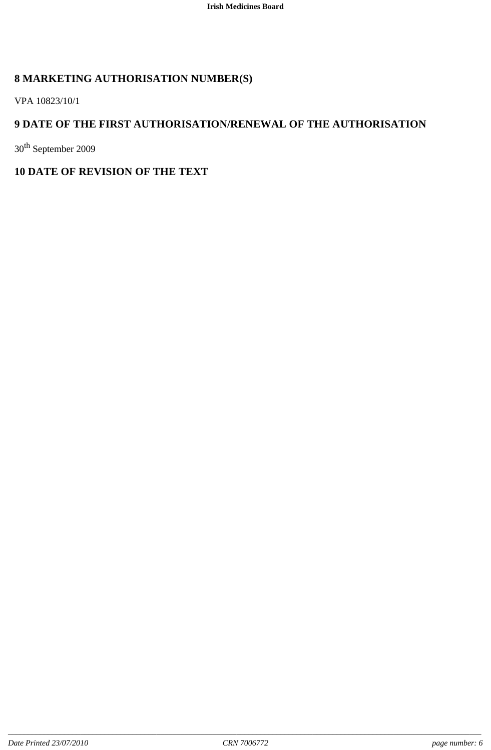## 8 MARKETING AUTHORISATION NUMBER(S)

VPA 10823/10/1

## 9 DATE OF THE FIRST AUTHORISATION/RENEWAL OF THE AUTHORISATION

30th September 2009

## 10 DATE OF REVISION OF THE TEXT